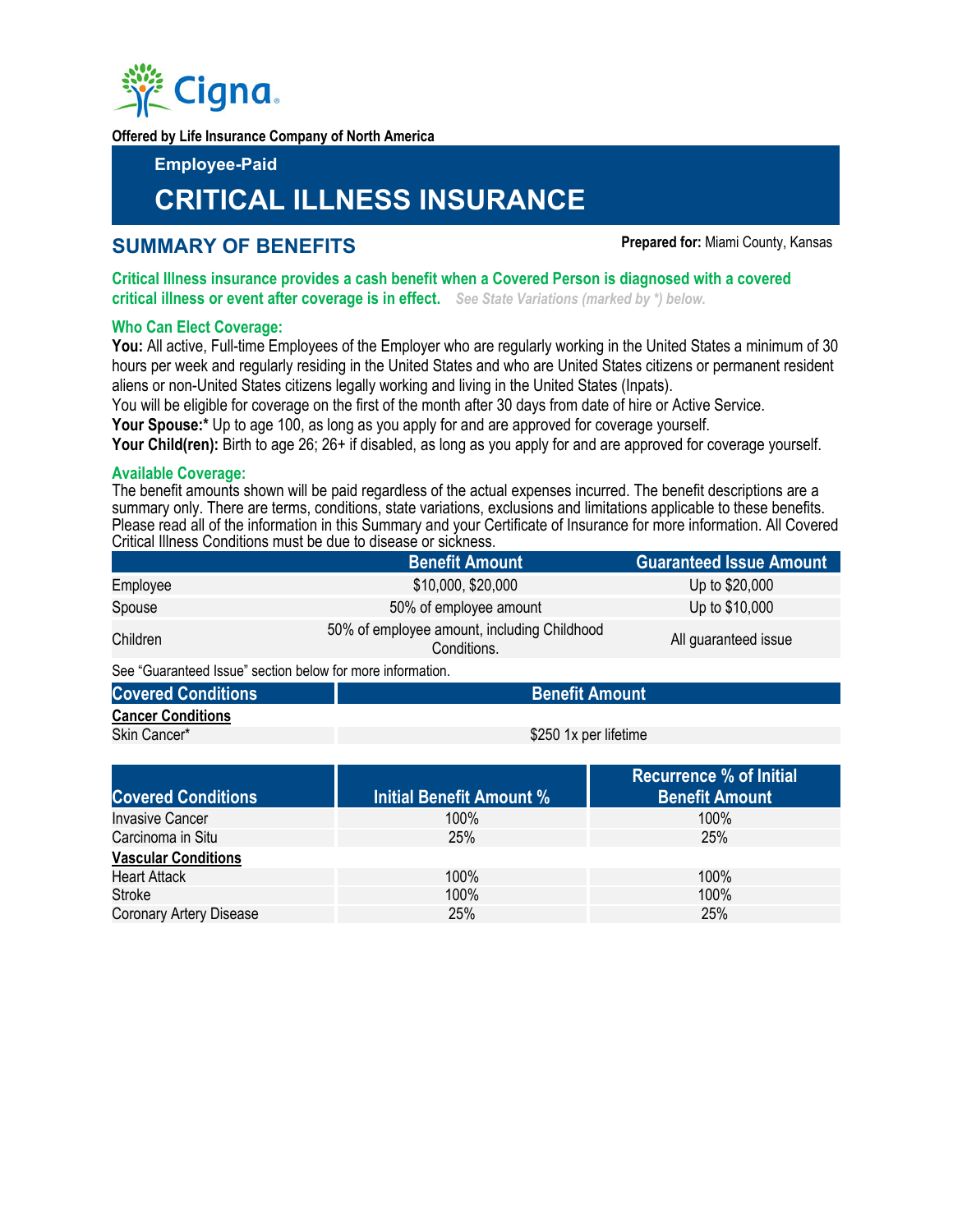Cigna

**Offered by Life Insurance Company of North America**

**Employee-Paid**

# CRITICAL ILLNESS INSURANCE

## SUMMARY OF BENEFITS

**Prepared for:** Miami County, Kansas

**Critical Illness insurance provides a cash benefit when a Covered Person is diagnosed with a covered critical illness or event after coverage is in effect.** *See State Variations (marked by \*) below.*

### Who Can Elect Coverage:

**You:** All active, Full-time Employees of the Employer who are regularly working in the United States a minimum of 30 hours per week and regularly residing in the United States and who are United States citizens or permanent resident aliens or non-United States citizens legally working and living in the United States (Inpats).

You will be eligible for coverage on the first of the month after 30 days from date of hire or Active Service.

**Your Spouse:\*** Up to age 100, as long as you apply for and are approved for coverage yourself.

**Your Child(ren):** Birth to age 26; 26+ if disabled, as long as you apply for and are approved for coverage yourself.

### Available Coverage:

The benefit amounts shown will be paid regardless of the actual expenses incurred. The benefit descriptions are a summary only. There are terms, conditions, state variations, exclusions and limitations applicable to these benefits. Please read all of the information in this Summary and your Certificate of Insurance for more information. All Covered Critical Illness Conditions must be due to disease or sickness.

| | Benefit Amount | Guaranteed Issue Amount |
|---|---|---|
| Employee | $10,000, $20,000 | Up to $20,000 |
| Spouse | 50% of employee amount | Up to $10,000 |
| Children | 50% of employee amount, including Childhood Conditions. | All guaranteed issue |

See "Guaranteed Issue" section below for more information.

| Covered Conditions | Benefit Amount |
|---|---|
| **Cancer Conditions** | |
| Skin Cancer* | $250 1x per lifetime |

| Covered Conditions | Initial Benefit Amount % | Recurrence % of Initial Benefit Amount |
|---|---|---|
| Invasive Cancer | 100% | 100% |
| Carcinoma in Situ | 25% | 25% |
| **Vascular Conditions** | | |
| Heart Attack | 100% | 100% |
| Stroke | 100% | 100% |
| Coronary Artery Disease | 25% | 25% |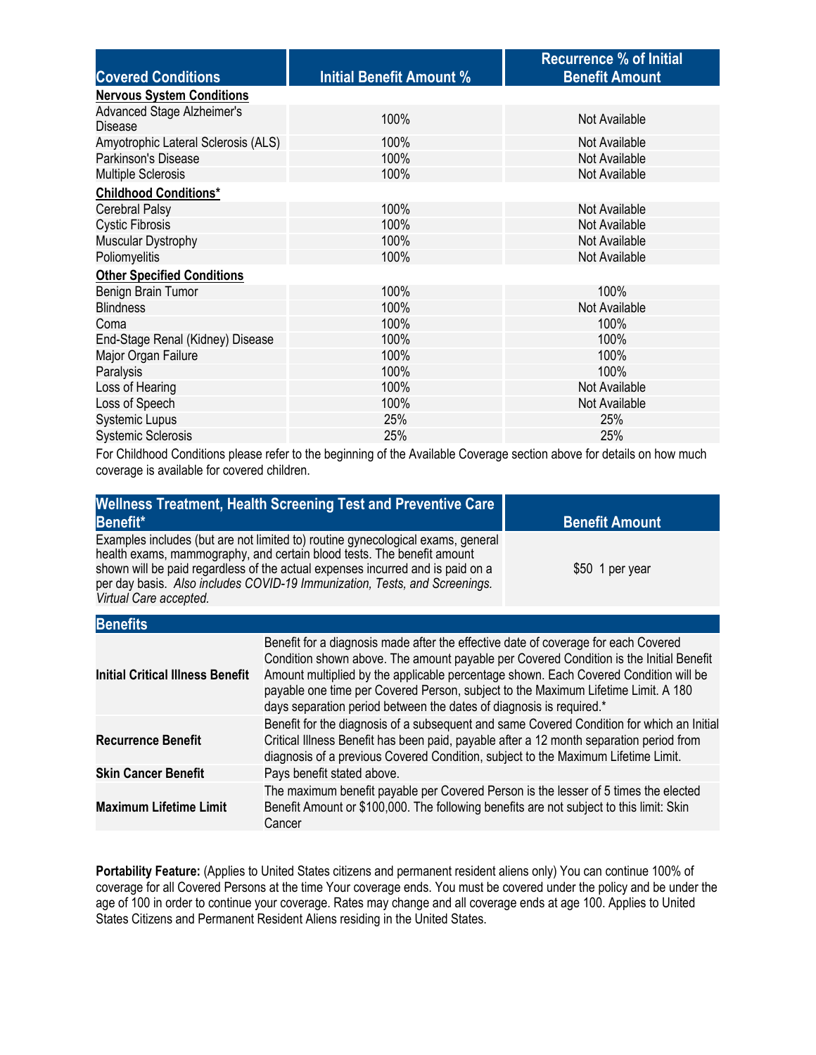| Covered Conditions | Initial Benefit Amount % | Recurrence % of Initial Benefit Amount |
|---|---|---|
| **Nervous System Conditions** | | |
| Advanced Stage Alzheimer's Disease | 100% | Not Available |
| Amyotrophic Lateral Sclerosis (ALS) | 100% | Not Available |
| Parkinson's Disease | 100% | Not Available |
| Multiple Sclerosis | 100% | Not Available |
| **Childhood Conditions*** | | |
| Cerebral Palsy | 100% | Not Available |
| Cystic Fibrosis | 100% | Not Available |
| Muscular Dystrophy | 100% | Not Available |
| Poliomyelitis | 100% | Not Available |
| **Other Specified Conditions** | | |
| Benign Brain Tumor | 100% | 100% |
| Blindness | 100% | Not Available |
| Coma | 100% | 100% |
| End-Stage Renal (Kidney) Disease | 100% | 100% |
| Major Organ Failure | 100% | 100% |
| Paralysis | 100% | 100% |
| Loss of Hearing | 100% | Not Available |
| Loss of Speech | 100% | Not Available |
| Systemic Lupus | 25% | 25% |
| Systemic Sclerosis | 25% | 25% |

For Childhood Conditions please refer to the beginning of the Available Coverage section above for details on how much coverage is available for covered children.

| Wellness Treatment, Health Screening Test and Preventive Care Benefit* | Benefit Amount |
|---|---|
| Examples includes (but are not limited to) routine gynecological exams, general health exams, mammography, and certain blood tests. The benefit amount shown will be paid regardless of the actual expenses incurred and is paid on a per day basis. *Also includes COVID-19 Immunization, Tests, and Screenings. Virtual Care accepted.* | $50 1 per year |

| Benefits | |
|---|---|
| **Initial Critical Illness Benefit** | Benefit for a diagnosis made after the effective date of coverage for each Covered Condition shown above. The amount payable per Covered Condition is the Initial Benefit Amount multiplied by the applicable percentage shown. Each Covered Condition will be payable one time per Covered Person, subject to the Maximum Lifetime Limit. A 180 days separation period between the dates of diagnosis is required.* |
| **Recurrence Benefit** | Benefit for the diagnosis of a subsequent and same Covered Condition for which an Initial Critical Illness Benefit has been paid, payable after a 12 month separation period from diagnosis of a previous Covered Condition, subject to the Maximum Lifetime Limit. |
| **Skin Cancer Benefit** | Pays benefit stated above. |
| **Maximum Lifetime Limit** | The maximum benefit payable per Covered Person is the lesser of 5 times the elected Benefit Amount or $100,000. The following benefits are not subject to this limit: Skin Cancer |

**Portability Feature:** (Applies to United States citizens and permanent resident aliens only) You can continue 100% of coverage for all Covered Persons at the time Your coverage ends. You must be covered under the policy and be under the age of 100 in order to continue your coverage. Rates may change and all coverage ends at age 100. Applies to United States Citizens and Permanent Resident Aliens residing in the United States.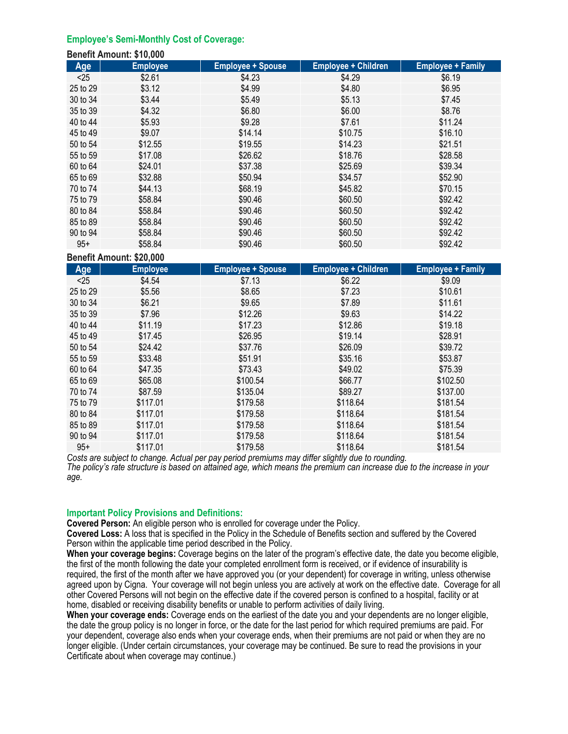## Employee's Semi-Monthly Cost of Coverage:

**Benefit Amount: $10,000**

| Age | Employee | Employee + Spouse | Employee + Children | Employee + Family |
|---|---|---|---|---|
| <25 | $2.61 | $4.23 | $4.29 | $6.19 |
| 25 to 29 | $3.12 | $4.99 | $4.80 | $6.95 |
| 30 to 34 | $3.44 | $5.49 | $5.13 | $7.45 |
| 35 to 39 | $4.32 | $6.80 | $6.00 | $8.76 |
| 40 to 44 | $5.93 | $9.28 | $7.61 | $11.24 |
| 45 to 49 | $9.07 | $14.14 | $10.75 | $16.10 |
| 50 to 54 | $12.55 | $19.55 | $14.23 | $21.51 |
| 55 to 59 | $17.08 | $26.62 | $18.76 | $28.58 |
| 60 to 64 | $24.01 | $37.38 | $25.69 | $39.34 |
| 65 to 69 | $32.88 | $50.94 | $34.57 | $52.90 |
| 70 to 74 | $44.13 | $68.19 | $45.82 | $70.15 |
| 75 to 79 | $58.84 | $90.46 | $60.50 | $92.42 |
| 80 to 84 | $58.84 | $90.46 | $60.50 | $92.42 |
| 85 to 89 | $58.84 | $90.46 | $60.50 | $92.42 |
| 90 to 94 | $58.84 | $90.46 | $60.50 | $92.42 |
| 95+ | $58.84 | $90.46 | $60.50 | $92.42 |

**Benefit Amount: $20,000**

| Age | Employee | Employee + Spouse | Employee + Children | Employee + Family |
|---|---|---|---|---|
| <25 | $4.54 | $7.13 | $6.22 | $9.09 |
| 25 to 29 | $5.56 | $8.65 | $7.23 | $10.61 |
| 30 to 34 | $6.21 | $9.65 | $7.89 | $11.61 |
| 35 to 39 | $7.96 | $12.26 | $9.63 | $14.22 |
| 40 to 44 | $11.19 | $17.23 | $12.86 | $19.18 |
| 45 to 49 | $17.45 | $26.95 | $19.14 | $28.91 |
| 50 to 54 | $24.42 | $37.76 | $26.09 | $39.72 |
| 55 to 59 | $33.48 | $51.91 | $35.16 | $53.87 |
| 60 to 64 | $47.35 | $73.43 | $49.02 | $75.39 |
| 65 to 69 | $65.08 | $100.54 | $66.77 | $102.50 |
| 70 to 74 | $87.59 | $135.04 | $89.27 | $137.00 |
| 75 to 79 | $117.01 | $179.58 | $118.64 | $181.54 |
| 80 to 84 | $117.01 | $179.58 | $118.64 | $181.54 |
| 85 to 89 | $117.01 | $179.58 | $118.64 | $181.54 |
| 90 to 94 | $117.01 | $179.58 | $118.64 | $181.54 |
| 95+ | $117.01 | $179.58 | $118.64 | $181.54 |

*Costs are subject to change. Actual per pay period premiums may differ slightly due to rounding.*
*The policy's rate structure is based on attained age, which means the premium can increase due to the increase in your age.*

## Important Policy Provisions and Definitions:

**Covered Person:** An eligible person who is enrolled for coverage under the Policy.

**Covered Loss:** A loss that is specified in the Policy in the Schedule of Benefits section and suffered by the Covered Person within the applicable time period described in the Policy.

**When your coverage begins:** Coverage begins on the later of the program's effective date, the date you become eligible, the first of the month following the date your completed enrollment form is received, or if evidence of insurability is required, the first of the month after we have approved you (or your dependent) for coverage in writing, unless otherwise agreed upon by Cigna. Your coverage will not begin unless you are actively at work on the effective date. Coverage for all other Covered Persons will not begin on the effective date if the covered person is confined to a hospital, facility or at home, disabled or receiving disability benefits or unable to perform activities of daily living.

**When your coverage ends:** Coverage ends on the earliest of the date you and your dependents are no longer eligible, the date the group policy is no longer in force, or the date for the last period for which required premiums are paid. For your dependent, coverage also ends when your coverage ends, when their premiums are not paid or when they are no longer eligible. (Under certain circumstances, your coverage may be continued. Be sure to read the provisions in your Certificate about when coverage may continue.)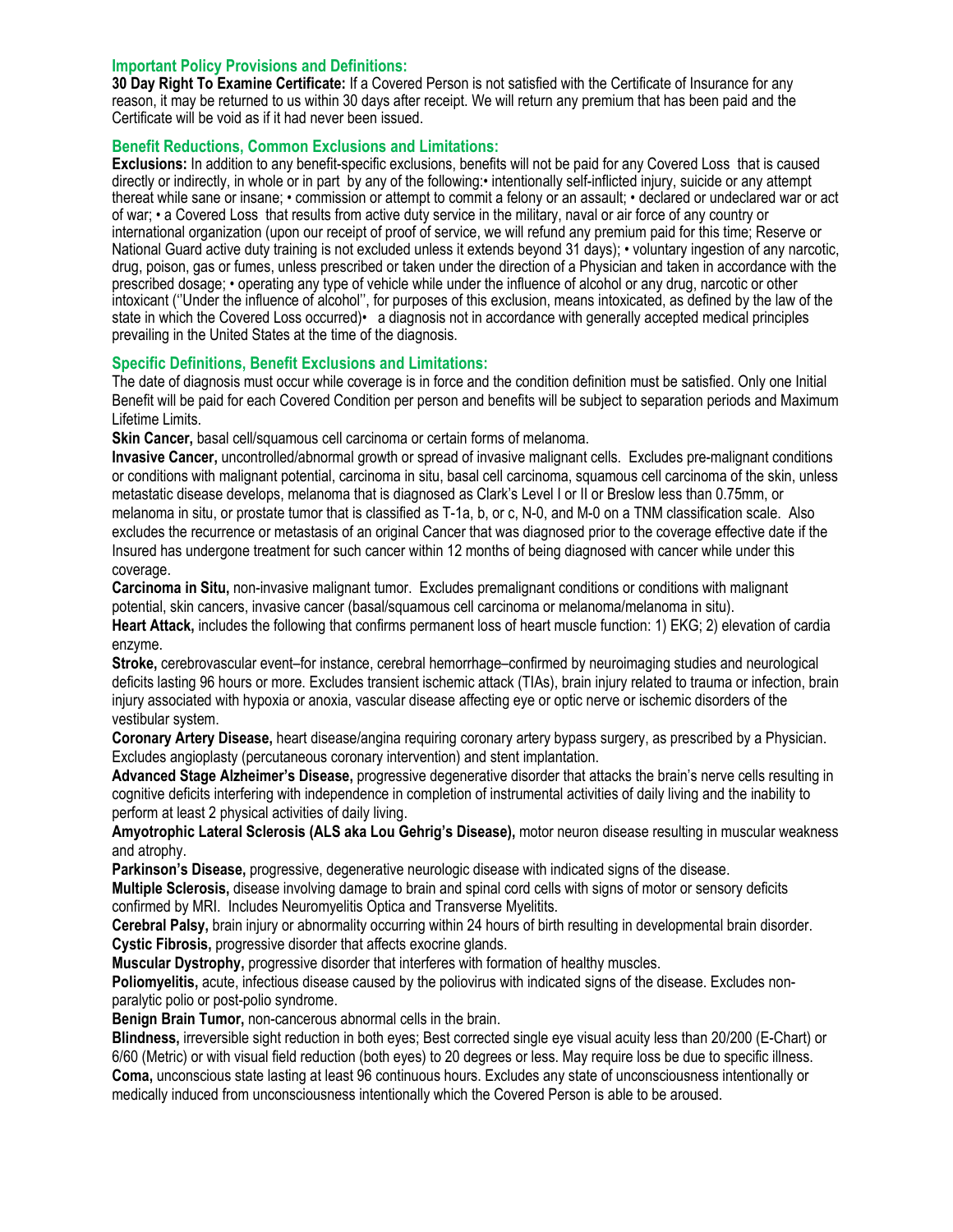## Important Policy Provisions and Definitions:

**30 Day Right To Examine Certificate:** If a Covered Person is not satisfied with the Certificate of Insurance for any reason, it may be returned to us within 30 days after receipt. We will return any premium that has been paid and the Certificate will be void as if it had never been issued.

## Benefit Reductions, Common Exclusions and Limitations:

**Exclusions:** In addition to any benefit-specific exclusions, benefits will not be paid for any Covered Loss that is caused directly or indirectly, in whole or in part by any of the following:• intentionally self-inflicted injury, suicide or any attempt thereat while sane or insane; • commission or attempt to commit a felony or an assault; • declared or undeclared war or act of war; • a Covered Loss that results from active duty service in the military, naval or air force of any country or international organization (upon our receipt of proof of service, we will refund any premium paid for this time; Reserve or National Guard active duty training is not excluded unless it extends beyond 31 days); • voluntary ingestion of any narcotic, drug, poison, gas or fumes, unless prescribed or taken under the direction of a Physician and taken in accordance with the prescribed dosage; • operating any type of vehicle while under the influence of alcohol or any drug, narcotic or other intoxicant (''Under the influence of alcohol'', for purposes of this exclusion, means intoxicated, as defined by the law of the state in which the Covered Loss occurred)• a diagnosis not in accordance with generally accepted medical principles prevailing in the United States at the time of the diagnosis.

## Specific Definitions, Benefit Exclusions and Limitations:

The date of diagnosis must occur while coverage is in force and the condition definition must be satisfied. Only one Initial Benefit will be paid for each Covered Condition per person and benefits will be subject to separation periods and Maximum Lifetime Limits.

**Skin Cancer,** basal cell/squamous cell carcinoma or certain forms of melanoma.

**Invasive Cancer,** uncontrolled/abnormal growth or spread of invasive malignant cells. Excludes pre-malignant conditions or conditions with malignant potential, carcinoma in situ, basal cell carcinoma, squamous cell carcinoma of the skin, unless metastatic disease develops, melanoma that is diagnosed as Clark's Level I or II or Breslow less than 0.75mm, or melanoma in situ, or prostate tumor that is classified as T-1a, b, or c, N-0, and M-0 on a TNM classification scale. Also excludes the recurrence or metastasis of an original Cancer that was diagnosed prior to the coverage effective date if the Insured has undergone treatment for such cancer within 12 months of being diagnosed with cancer while under this coverage.

**Carcinoma in Situ,** non-invasive malignant tumor. Excludes premalignant conditions or conditions with malignant potential, skin cancers, invasive cancer (basal/squamous cell carcinoma or melanoma/melanoma in situ).

**Heart Attack,** includes the following that confirms permanent loss of heart muscle function: 1) EKG; 2) elevation of cardia enzyme.

**Stroke,** cerebrovascular event–for instance, cerebral hemorrhage–confirmed by neuroimaging studies and neurological deficits lasting 96 hours or more. Excludes transient ischemic attack (TIAs), brain injury related to trauma or infection, brain injury associated with hypoxia or anoxia, vascular disease affecting eye or optic nerve or ischemic disorders of the vestibular system.

**Coronary Artery Disease,** heart disease/angina requiring coronary artery bypass surgery, as prescribed by a Physician. Excludes angioplasty (percutaneous coronary intervention) and stent implantation.

**Advanced Stage Alzheimer's Disease,** progressive degenerative disorder that attacks the brain's nerve cells resulting in cognitive deficits interfering with independence in completion of instrumental activities of daily living and the inability to perform at least 2 physical activities of daily living.

**Amyotrophic Lateral Sclerosis (ALS aka Lou Gehrig's Disease),** motor neuron disease resulting in muscular weakness and atrophy.

**Parkinson's Disease,** progressive, degenerative neurologic disease with indicated signs of the disease.

**Multiple Sclerosis,** disease involving damage to brain and spinal cord cells with signs of motor or sensory deficits confirmed by MRI. Includes Neuromyelitis Optica and Transverse Myelitits.

**Cerebral Palsy,** brain injury or abnormality occurring within 24 hours of birth resulting in developmental brain disorder.

**Cystic Fibrosis,** progressive disorder that affects exocrine glands.

**Muscular Dystrophy,** progressive disorder that interferes with formation of healthy muscles.

**Poliomyelitis,** acute, infectious disease caused by the poliovirus with indicated signs of the disease. Excludes non-paralytic polio or post-polio syndrome.

**Benign Brain Tumor,** non-cancerous abnormal cells in the brain.

**Blindness,** irreversible sight reduction in both eyes; Best corrected single eye visual acuity less than 20/200 (E-Chart) or 6/60 (Metric) or with visual field reduction (both eyes) to 20 degrees or less. May require loss be due to specific illness.

**Coma,** unconscious state lasting at least 96 continuous hours. Excludes any state of unconsciousness intentionally or medically induced from unconsciousness intentionally which the Covered Person is able to be aroused.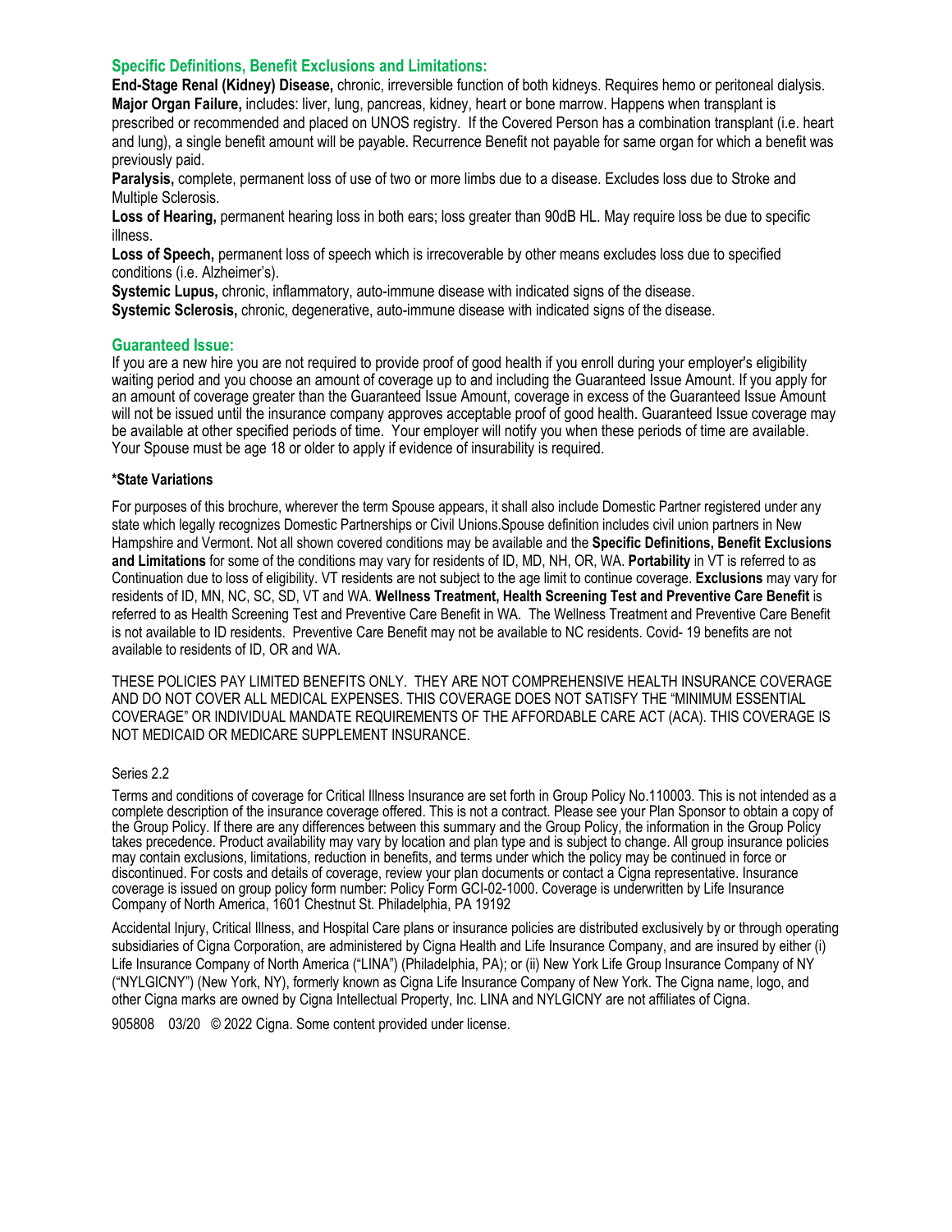## Specific Definitions, Benefit Exclusions and Limitations:

**End-Stage Renal (Kidney) Disease,** chronic, irreversible function of both kidneys. Requires hemo or peritoneal dialysis.
**Major Organ Failure,** includes: liver, lung, pancreas, kidney, heart or bone marrow. Happens when transplant is prescribed or recommended and placed on UNOS registry. If the Covered Person has a combination transplant (i.e. heart and lung), a single benefit amount will be payable. Recurrence Benefit not payable for same organ for which a benefit was previously paid.
**Paralysis,** complete, permanent loss of use of two or more limbs due to a disease. Excludes loss due to Stroke and Multiple Sclerosis.
**Loss of Hearing,** permanent hearing loss in both ears; loss greater than 90dB HL. May require loss be due to specific illness.
**Loss of Speech,** permanent loss of speech which is irrecoverable by other means excludes loss due to specified conditions (i.e. Alzheimer's).
**Systemic Lupus,** chronic, inflammatory, auto-immune disease with indicated signs of the disease.
**Systemic Sclerosis,** chronic, degenerative, auto-immune disease with indicated signs of the disease.

## Guaranteed Issue:

If you are a new hire you are not required to provide proof of good health if you enroll during your employer's eligibility waiting period and you choose an amount of coverage up to and including the Guaranteed Issue Amount. If you apply for an amount of coverage greater than the Guaranteed Issue Amount, coverage in excess of the Guaranteed Issue Amount will not be issued until the insurance company approves acceptable proof of good health. Guaranteed Issue coverage may be available at other specified periods of time. Your employer will notify you when these periods of time are available. Your Spouse must be age 18 or older to apply if evidence of insurability is required.

**\*State Variations**

For purposes of this brochure, wherever the term Spouse appears, it shall also include Domestic Partner registered under any state which legally recognizes Domestic Partnerships or Civil Unions.Spouse definition includes civil union partners in New Hampshire and Vermont. Not all shown covered conditions may be available and the **Specific Definitions, Benefit Exclusions and Limitations** for some of the conditions may vary for residents of ID, MD, NH, OR, WA. **Portability** in VT is referred to as Continuation due to loss of eligibility. VT residents are not subject to the age limit to continue coverage. **Exclusions** may vary for residents of ID, MN, NC, SC, SD, VT and WA. **Wellness Treatment, Health Screening Test and Preventive Care Benefit** is referred to as Health Screening Test and Preventive Care Benefit in WA. The Wellness Treatment and Preventive Care Benefit is not available to ID residents. Preventive Care Benefit may not be available to NC residents. Covid- 19 benefits are not available to residents of ID, OR and WA.

THESE POLICIES PAY LIMITED BENEFITS ONLY. THEY ARE NOT COMPREHENSIVE HEALTH INSURANCE COVERAGE AND DO NOT COVER ALL MEDICAL EXPENSES. THIS COVERAGE DOES NOT SATISFY THE "MINIMUM ESSENTIAL COVERAGE" OR INDIVIDUAL MANDATE REQUIREMENTS OF THE AFFORDABLE CARE ACT (ACA). THIS COVERAGE IS NOT MEDICAID OR MEDICARE SUPPLEMENT INSURANCE.

Series 2.2

Terms and conditions of coverage for Critical Illness Insurance are set forth in Group Policy No.110003. This is not intended as a complete description of the insurance coverage offered. This is not a contract. Please see your Plan Sponsor to obtain a copy of the Group Policy. If there are any differences between this summary and the Group Policy, the information in the Group Policy takes precedence. Product availability may vary by location and plan type and is subject to change. All group insurance policies may contain exclusions, limitations, reduction in benefits, and terms under which the policy may be continued in force or discontinued. For costs and details of coverage, review your plan documents or contact a Cigna representative. Insurance coverage is issued on group policy form number: Policy Form GCI-02-1000. Coverage is underwritten by Life Insurance Company of North America, 1601 Chestnut St. Philadelphia, PA 19192

Accidental Injury, Critical Illness, and Hospital Care plans or insurance policies are distributed exclusively by or through operating subsidiaries of Cigna Corporation, are administered by Cigna Health and Life Insurance Company, and are insured by either (i) Life Insurance Company of North America ("LINA") (Philadelphia, PA); or (ii) New York Life Group Insurance Company of NY ("NYLGICNY") (New York, NY), formerly known as Cigna Life Insurance Company of New York. The Cigna name, logo, and other Cigna marks are owned by Cigna Intellectual Property, Inc. LINA and NYLGICNY are not affiliates of Cigna.

905808 03/20 © 2022 Cigna. Some content provided under license.